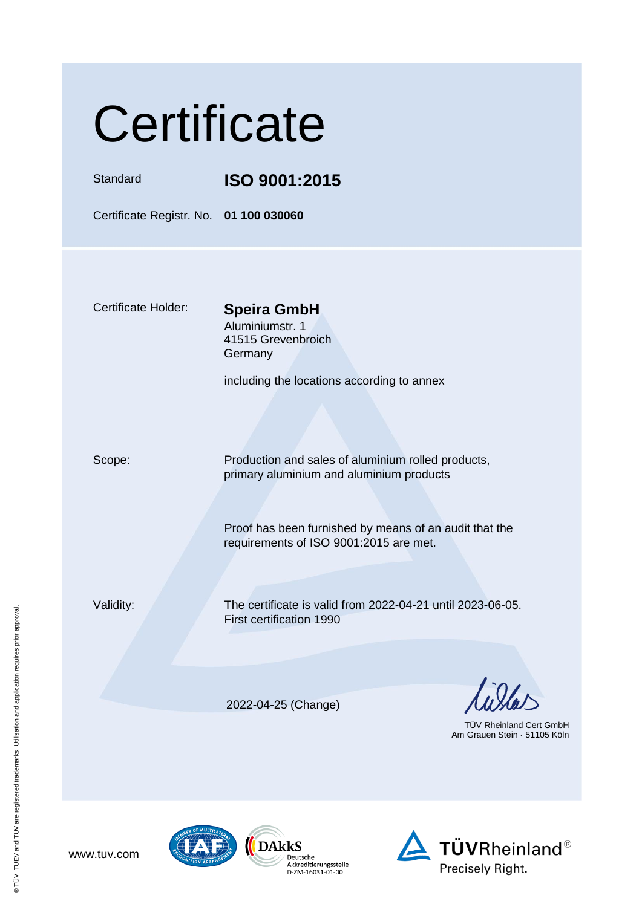# Certificate

Standard **ISO 9001:2015**

Certificate Registr. No. **01 100 030060**

Certificate Holder: **Speira GmbH**
Aluminiumstr. 1
41515 Grevenbroich
Germany

including the locations according to annex

Scope: Production and sales of aluminium rolled products, primary aluminium and aluminium products

Proof has been furnished by means of an audit that the requirements of ISO 9001:2015 are met.

Validity: The certificate is valid from 2022-04-21 until 2023-06-05.
First certification 1990

2022-04-25 (Change)

TÜV Rheinland Cert GmbH
Am Grauen Stein · 51105 Köln

www.tuv.com

DAkkS Deutsche Akkreditierungsstelle D-ZM-16031-01-00

TÜVRheinland® Precisely Right.

® TÜV, TUEV and TUV are registered trademarks. Utilisation and application requires prior approval.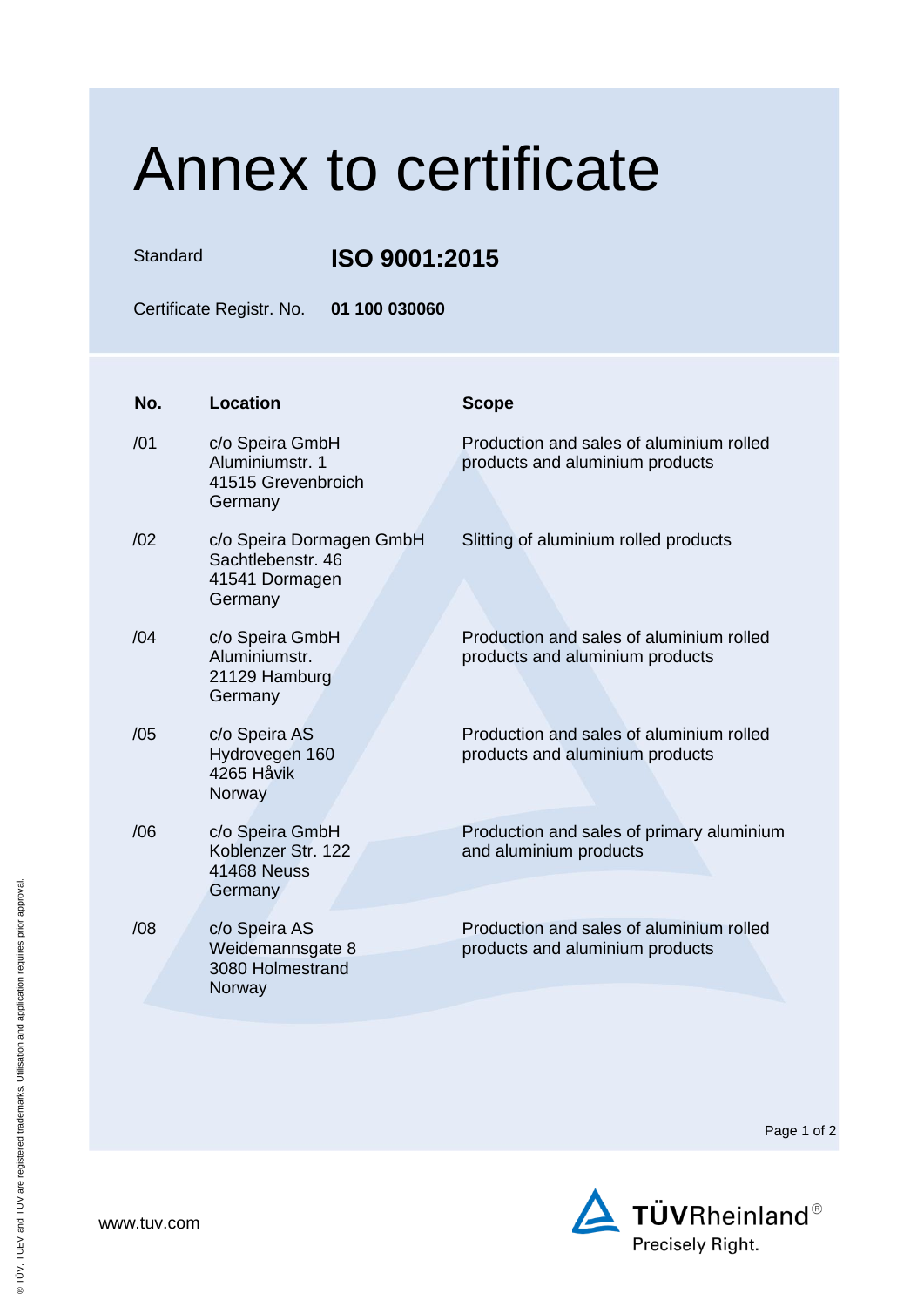# Annex to certificate

Standard **ISO 9001:2015**

Certificate Registr. No. **01 100 030060**

| No. | Location | Scope |
| --- | --- | --- |
| /01 | c/o Speira GmbH<br>Aluminiumstr. 1<br>41515 Grevenbroich<br>Germany | Production and sales of aluminium rolled products and aluminium products |
| /02 | c/o Speira Dormagen GmbH<br>Sachtlebenstr. 46<br>41541 Dormagen<br>Germany | Slitting of aluminium rolled products |
| /04 | c/o Speira GmbH<br>Aluminiumstr.<br>21129 Hamburg<br>Germany | Production and sales of aluminium rolled products and aluminium products |
| /05 | c/o Speira AS<br>Hydrovegen 160<br>4265 Håvik<br>Norway | Production and sales of aluminium rolled products and aluminium products |
| /06 | c/o Speira GmbH<br>Koblenzer Str. 122<br>41468 Neuss<br>Germany | Production and sales of primary aluminium and aluminium products |
| /08 | c/o Speira AS<br>Weidemannsgate 8<br>3080 Holmestrand<br>Norway | Production and sales of aluminium rolled products and aluminium products |

www.tuv.com

TÜVRheinland®
Precisely Right.

® TÜV, TUEV and TUV are registered trademarks. Utilisation and application requires prior approval.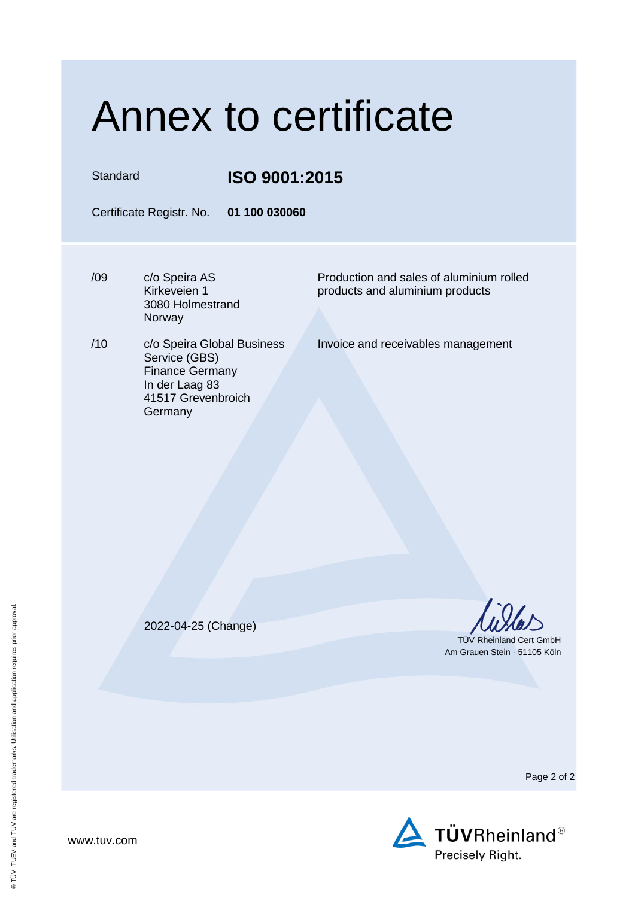# Annex to certificate

Standard **ISO 9001:2015**

Certificate Registr. No. **01 100 030060**

| | | |
|---|---|---|
| /09 | c/o Speira AS<br>Kirkeveien 1<br>3080 Holmestrand<br>Norway | Production and sales of aluminium rolled products and aluminium products |
| /10 | c/o Speira Global Business Service (GBS)<br>Finance Germany<br>In der Laag 83<br>41517 Grevenbroich<br>Germany | Invoice and receivables management |

2022-04-25 (Change)

TÜV Rheinland Cert GmbH
Am Grauen Stein · 51105 Köln

www.tuv.com

TÜVRheinland®
Precisely Right.

® TÜV, TUEV and TUV are registered trademarks. Utilisation and application requires prior approval.